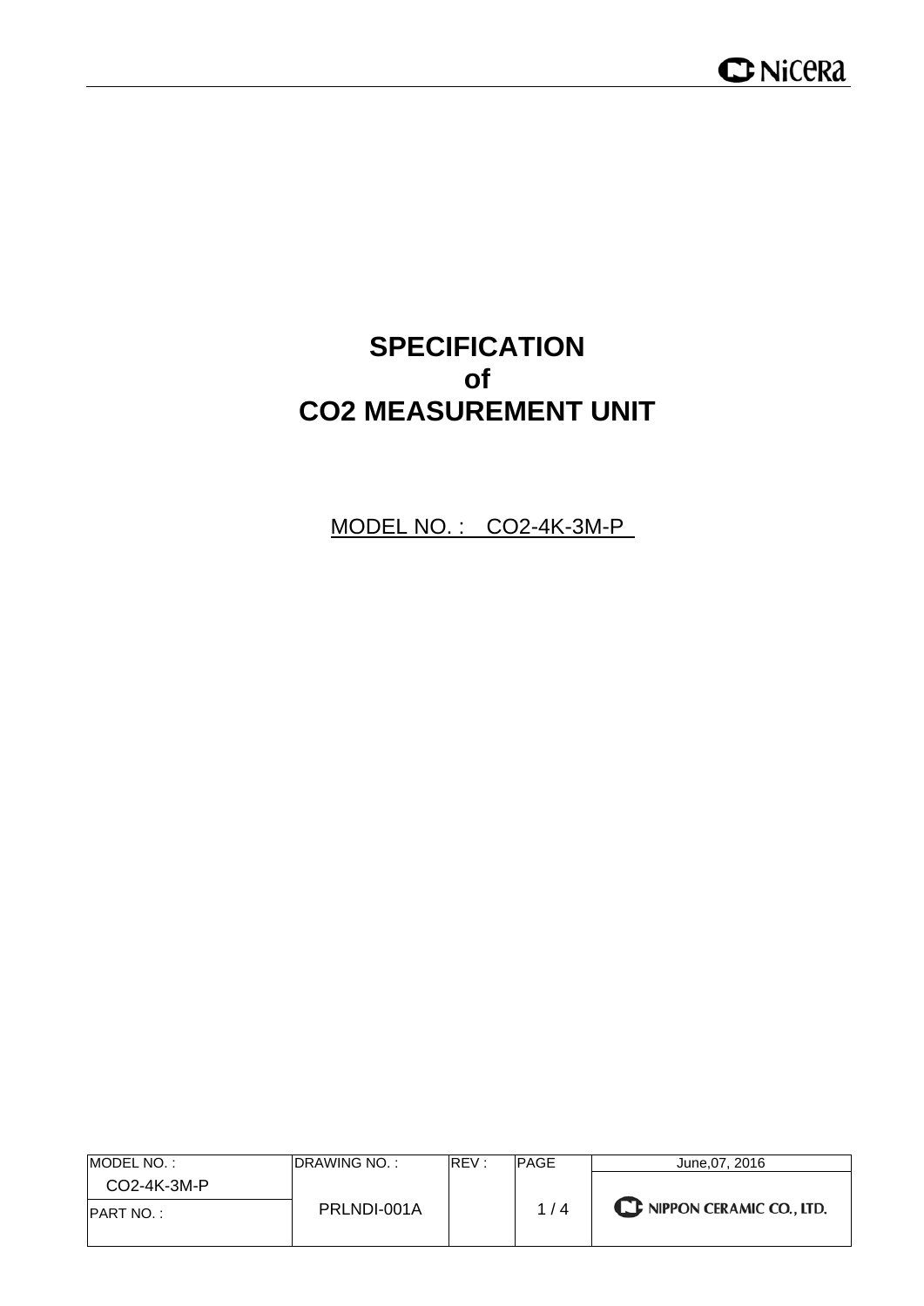# SPECIFICATION
# of
# CO2 MEASUREMENT UNIT

MODEL NO. : CO2-4K-3M-P

| MODEL NO. : | DRAWING NO. : | REV : | PAGE | June,07, 2016 |
|---|---|---|---|---|
| CO2-4K-3M-P | PRLNDI-001A | | 1 / 4 | NIPPON CERAMIC CO., LTD. |
| PART NO. : | | | | |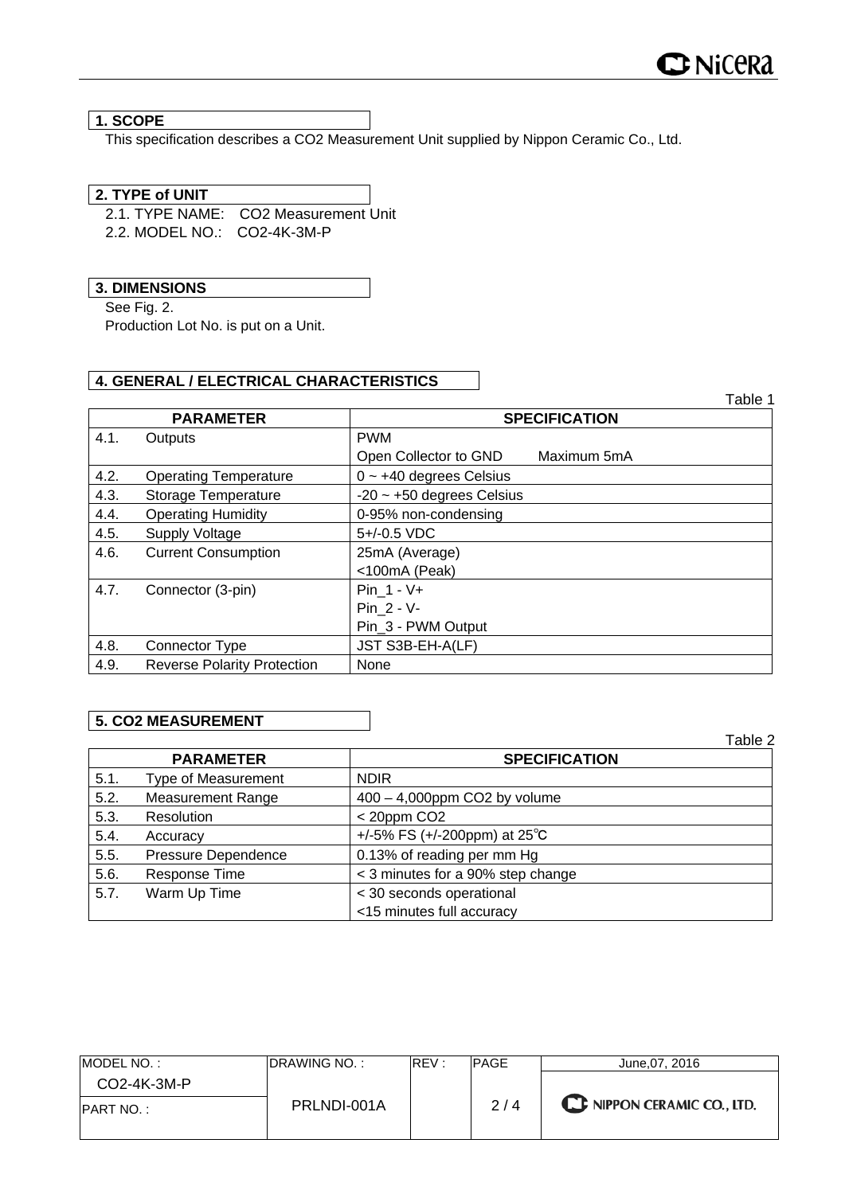## 1. SCOPE

This specification describes a $CO_2$ Measurement Unit supplied by Nippon Ceramic Co., Ltd.

## 2. TYPE of UNIT

2.1. TYPE NAME: $CO_2$ Measurement Unit

2.2. MODEL NO.: CO2-4K-3M-P

## 3. DIMENSIONS

See Fig. 2.

Production Lot No. is put on a Unit.

## 4. GENERAL / ELECTRICAL CHARACTERISTICS

Table 1

| PARAMETER | | SPECIFICATION |
|---|---|---|
| 4.1. | Outputs | PWM<br>Open Collector to GND Maximum 5mA |
| 4.2. | Operating Temperature | 0 ~ +40 degrees Celsius |
| 4.3. | Storage Temperature | -20 ~ +50 degrees Celsius |
| 4.4. | Operating Humidity | 0-95% non-condensing |
| 4.5. | Supply Voltage | 5+/-0.5 VDC |
| 4.6. | Current Consumption | 25mA (Average)<br><100mA (Peak) |
| 4.7. | Connector (3-pin) | Pin_1 - V+<br>Pin_2 - V-<br>Pin_3 - PWM Output |
| 4.8. | Connector Type | JST S3B-EH-A(LF) |
| 4.9. | Reverse Polarity Protection | None |

## 5. CO2 MEASUREMENT

Table 2

| PARAMETER | | SPECIFICATION |
|---|---|---|
| 5.1. | Type of Measurement | NDIR |
| 5.2. | Measurement Range | 400 – 4,000ppm $CO_2$ by volume |
| 5.3. | Resolution | < 20ppm $CO_2$ |
| 5.4. | Accuracy | +/-5% FS (+/-200ppm) at 25℃ |
| 5.5. | Pressure Dependence | 0.13% of reading per mm Hg |
| 5.6. | Response Time | < 3 minutes for a 90% step change |
| 5.7. | Warm Up Time | < 30 seconds operational<br><15 minutes full accuracy |

| MODEL NO. : | DRAWING NO. : | REV : | PAGE | June,07, 2016 |
|---|---|---|---|---|
| CO2-4K-3M-P | PRLNDI-001A | | 2 / 4 | NIPPON CERAMIC CO., LTD. |
| PART NO. : | | | | |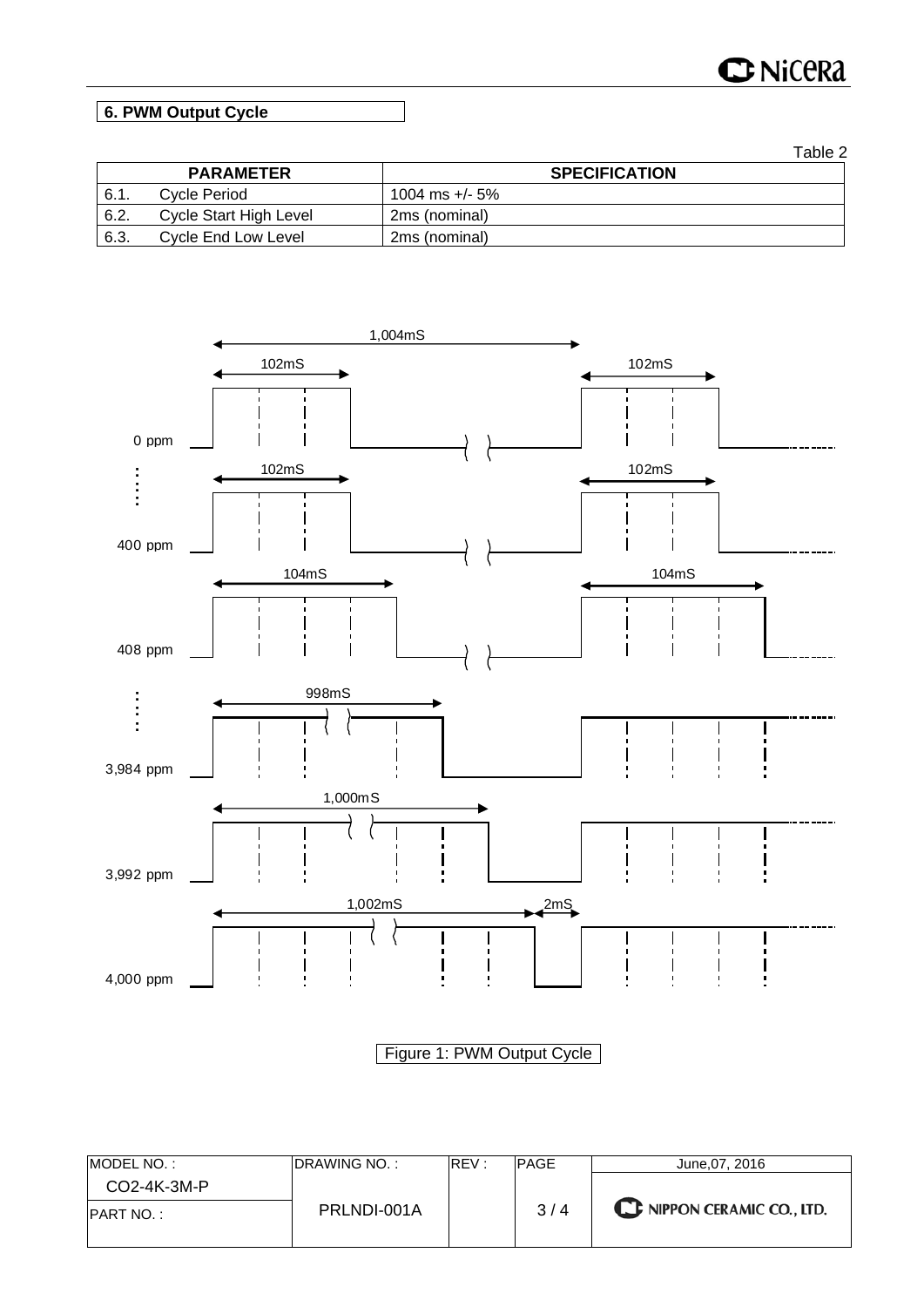## 6. PWM Output Cycle

Table 2

| PARAMETER | | SPECIFICATION |
|---|---|---|
| 6.1. | Cycle Period | 1004 ms +/- 5% |
| 6.2. | Cycle Start High Level | 2ms (nominal) |
| 6.3. | Cycle End Low Level | 2ms (nominal) |

Figure 1: PWM Output Cycle

| MODEL NO. : | DRAWING NO. : | REV : | PAGE | June,07, 2016 |
|---|---|---|---|---|
| CO2-4K-3M-P | PRLNDI-001A | | 3 / 4 | NIPPON CERAMIC CO., LTD. |
| PART NO. : | | | | |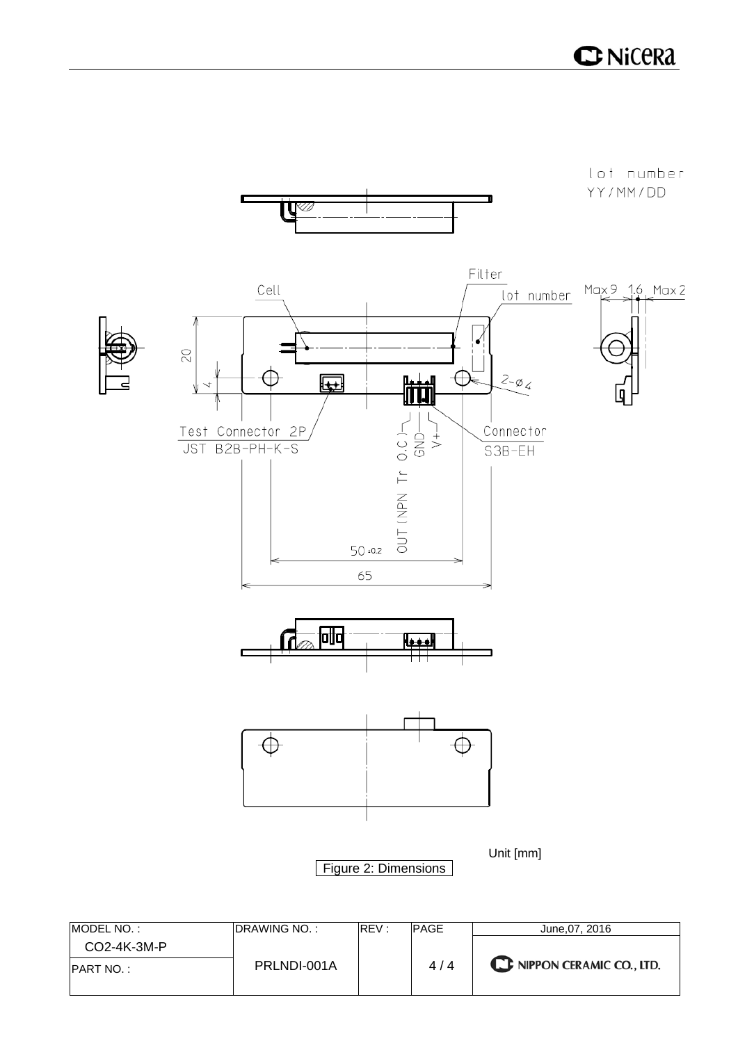lot number
YY/MM/DD

Filter

Cell

lot number

Max 9 1.6 Max 2

20

4

2-ø4

Test Connector 2P
JST B2B-PH-K-S

OUT (NPN Tr O.C)

GND

V+

Connector
S3B-EH

50 ±0.2

65

Unit [mm]

Figure 2: Dimensions

| MODEL NO. : | DRAWING NO. : | REV : | PAGE | June,07, 2016 |
|---|---|---|---|---|
| CO2-4K-3M-P | PRLNDI-001A | | 4 / 4 | NIPPON CERAMIC CO., LTD. |
| PART NO. : | | | | |